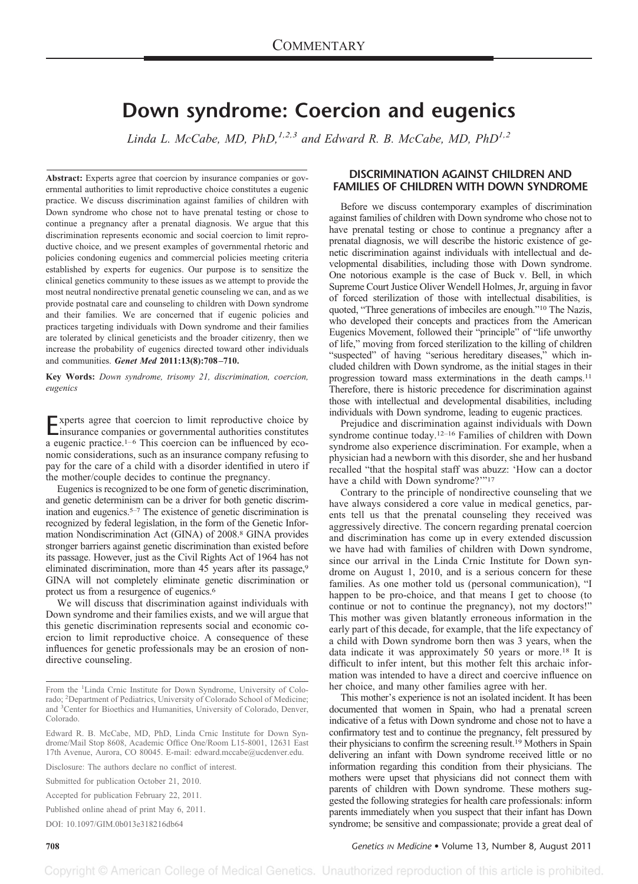COMMENTARY

# Down syndrome: Coercion and eugenics

*Linda L. McCabe, MD, PhD,[1,2,3] and Edward R. B. McCabe, MD, PhD[1,2]*

**Abstract:** Experts agree that coercion by insurance companies or governmental authorities to limit reproductive choice constitutes a eugenic practice. We discuss discrimination against families of children with Down syndrome who chose not to have prenatal testing or chose to continue a pregnancy after a prenatal diagnosis. We argue that this discrimination represents economic and social coercion to limit reproductive choice, and we present examples of governmental rhetoric and policies condoning eugenics and commercial policies meeting criteria established by experts for eugenics. Our purpose is to sensitize the clinical genetics community to these issues as we attempt to provide the most neutral nondirective prenatal genetic counseling we can, and as we provide postnatal care and counseling to children with Down syndrome and their families. We are concerned that if eugenic policies and practices targeting individuals with Down syndrome and their families are tolerated by clinical geneticists and the broader citizenry, then we increase the probability of eugenics directed toward other individuals and communities. ***Genet Med* 2011:13(8):708–710.**

**Key Words:** *Down syndrome, trisomy 21, discrimination, coercion, eugenics*

Experts agree that coercion to limit reproductive choice by insurance companies or governmental authorities constitutes a eugenic practice.[1–6] This coercion can be influenced by economic considerations, such as an insurance company refusing to pay for the care of a child with a disorder identified in utero if the mother/couple decides to continue the pregnancy.

Eugenics is recognized to be one form of genetic discrimination, and genetic determinism can be a driver for both genetic discrimination and eugenics.[5–7] The existence of genetic discrimination is recognized by federal legislation, in the form of the Genetic Information Nondiscrimination Act (GINA) of 2008.[8] GINA provides stronger barriers against genetic discrimination than existed before its passage. However, just as the Civil Rights Act of 1964 has not eliminated discrimination, more than 45 years after its passage,[9] GINA will not completely eliminate genetic discrimination or protect us from a resurgence of eugenics.[6]

We will discuss that discrimination against individuals with Down syndrome and their families exists, and we will argue that this genetic discrimination represents social and economic coercion to limit reproductive choice. A consequence of these influences for genetic professionals may be an erosion of nondirective counseling.

From the [1]Linda Crnic Institute for Down Syndrome, University of Colorado; [2]Department of Pediatrics, University of Colorado School of Medicine; and [3]Center for Bioethics and Humanities, University of Colorado, Denver, Colorado.

Edward R. B. McCabe, MD, PhD, Linda Crnic Institute for Down Syndrome/Mail Stop 8608, Academic Office One/Room L15-8001, 12631 East 17th Avenue, Aurora, CO 80045. E-mail: edward.mccabe@ucdenver.edu.

Disclosure: The authors declare no conflict of interest.

Submitted for publication October 21, 2010.

Accepted for publication February 22, 2011.

Published online ahead of print May 6, 2011.

DOI: 10.1097/GIM.0b013e318216db64

## DISCRIMINATION AGAINST CHILDREN AND FAMILIES OF CHILDREN WITH DOWN SYNDROME

Before we discuss contemporary examples of discrimination against families of children with Down syndrome who chose not to have prenatal testing or chose to continue a pregnancy after a prenatal diagnosis, we will describe the historic existence of genetic discrimination against individuals with intellectual and developmental disabilities, including those with Down syndrome. One notorious example is the case of Buck v. Bell, in which Supreme Court Justice Oliver Wendell Holmes, Jr, arguing in favor of forced sterilization of those with intellectual disabilities, is quoted, "Three generations of imbeciles are enough."[10] The Nazis, who developed their concepts and practices from the American Eugenics Movement, followed their "principle" of "life unworthy of life," moving from forced sterilization to the killing of children "suspected" of having "serious hereditary diseases," which included children with Down syndrome, as the initial stages in their progression toward mass exterminations in the death camps.[11] Therefore, there is historic precedence for discrimination against those with intellectual and developmental disabilities, including individuals with Down syndrome, leading to eugenic practices.

Prejudice and discrimination against individuals with Down syndrome continue today.[12–16] Families of children with Down syndrome also experience discrimination. For example, when a physician had a newborn with this disorder, she and her husband recalled "that the hospital staff was abuzz: 'How can a doctor have a child with Down syndrome?'"[17]

Contrary to the principle of nondirective counseling that we have always considered a core value in medical genetics, parents tell us that the prenatal counseling they received was aggressively directive. The concern regarding prenatal coercion and discrimination has come up in every extended discussion we have had with families of children with Down syndrome, since our arrival in the Linda Crnic Institute for Down syndrome on August 1, 2010, and is a serious concern for these families. As one mother told us (personal communication), "I happen to be pro-choice, and that means I get to choose (to continue or not to continue the pregnancy), not my doctors!" This mother was given blatantly erroneous information in the early part of this decade, for example, that the life expectancy of a child with Down syndrome born then was 3 years, when the data indicate it was approximately 50 years or more.[18] It is difficult to infer intent, but this mother felt this archaic information was intended to have a direct and coercive influence on her choice, and many other families agree with her.

This mother's experience is not an isolated incident. It has been documented that women in Spain, who had a prenatal screen indicative of a fetus with Down syndrome and chose not to have a confirmatory test and to continue the pregnancy, felt pressured by their physicians to confirm the screening result.[19] Mothers in Spain delivering an infant with Down syndrome received little or no information regarding this condition from their physicians. The mothers were upset that physicians did not connect them with parents of children with Down syndrome. These mothers suggested the following strategies for health care professionals: inform parents immediately when you suspect that their infant has Down syndrome; be sensitive and compassionate; provide a great deal of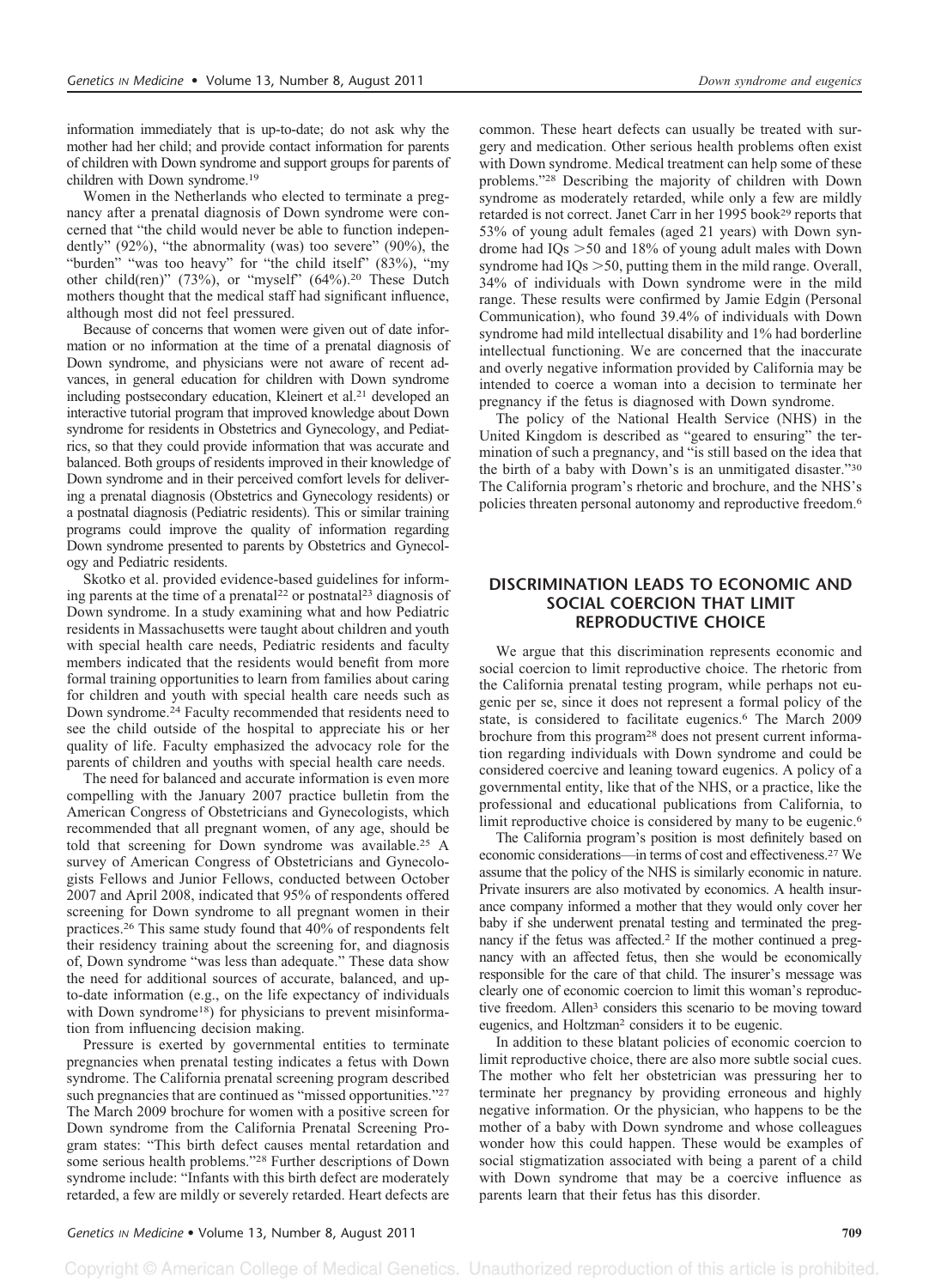information immediately that is up-to-date; do not ask why the mother had her child; and provide contact information for parents of children with Down syndrome and support groups for parents of children with Down syndrome.[19]

Women in the Netherlands who elected to terminate a pregnancy after a prenatal diagnosis of Down syndrome were concerned that "the child would never be able to function independently" (92%), "the abnormality (was) too severe" (90%), the "burden" "was too heavy" for "the child itself" (83%), "my other child(ren)" (73%), or "myself" (64%).[20] These Dutch mothers thought that the medical staff had significant influence, although most did not feel pressured.

Because of concerns that women were given out of date information or no information at the time of a prenatal diagnosis of Down syndrome, and physicians were not aware of recent advances, in general education for children with Down syndrome including postsecondary education, Kleinert et al.[21] developed an interactive tutorial program that improved knowledge about Down syndrome for residents in Obstetrics and Gynecology, and Pediatrics, so that they could provide information that was accurate and balanced. Both groups of residents improved in their knowledge of Down syndrome and in their perceived comfort levels for delivering a prenatal diagnosis (Obstetrics and Gynecology residents) or a postnatal diagnosis (Pediatric residents). This or similar training programs could improve the quality of information regarding Down syndrome presented to parents by Obstetrics and Gynecology and Pediatric residents.

Skotko et al. provided evidence-based guidelines for informing parents at the time of a prenatal[22] or postnatal[23] diagnosis of Down syndrome. In a study examining what and how Pediatric residents in Massachusetts were taught about children and youth with special health care needs, Pediatric residents and faculty members indicated that the residents would benefit from more formal training opportunities to learn from families about caring for children and youth with special health care needs such as Down syndrome.[24] Faculty recommended that residents need to see the child outside of the hospital to appreciate his or her quality of life. Faculty emphasized the advocacy role for the parents of children and youths with special health care needs.

The need for balanced and accurate information is even more compelling with the January 2007 practice bulletin from the American Congress of Obstetricians and Gynecologists, which recommended that all pregnant women, of any age, should be told that screening for Down syndrome was available.[25] A survey of American Congress of Obstetricians and Gynecologists Fellows and Junior Fellows, conducted between October 2007 and April 2008, indicated that 95% of respondents offered screening for Down syndrome to all pregnant women in their practices.[26] This same study found that 40% of respondents felt their residency training about the screening for, and diagnosis of, Down syndrome "was less than adequate." These data show the need for additional sources of accurate, balanced, and up-to-date information (e.g., on the life expectancy of individuals with Down syndrome[18]) for physicians to prevent misinformation from influencing decision making.

Pressure is exerted by governmental entities to terminate pregnancies when prenatal testing indicates a fetus with Down syndrome. The California prenatal screening program described such pregnancies that are continued as "missed opportunities."[27] The March 2009 brochure for women with a positive screen for Down syndrome from the California Prenatal Screening Program states: "This birth defect causes mental retardation and some serious health problems."[28] Further descriptions of Down syndrome include: "Infants with this birth defect are moderately retarded, a few are mildly or severely retarded. Heart defects are common. These heart defects can usually be treated with surgery and medication. Other serious health problems often exist with Down syndrome. Medical treatment can help some of these problems."[28] Describing the majority of children with Down syndrome as moderately retarded, while only a few are mildly retarded is not correct. Janet Carr in her 1995 book[29] reports that 53% of young adult females (aged 21 years) with Down syndrome had IQs >50 and 18% of young adult males with Down syndrome had IQs >50, putting them in the mild range. Overall, 34% of individuals with Down syndrome were in the mild range. These results were confirmed by Jamie Edgin (Personal Communication), who found 39.4% of individuals with Down syndrome had mild intellectual disability and 1% had borderline intellectual functioning. We are concerned that the inaccurate and overly negative information provided by California may be intended to coerce a woman into a decision to terminate her pregnancy if the fetus is diagnosed with Down syndrome.

The policy of the National Health Service (NHS) in the United Kingdom is described as "geared to ensuring" the termination of such a pregnancy, and "is still based on the idea that the birth of a baby with Down's is an unmitigated disaster."[30] The California program's rhetoric and brochure, and the NHS's policies threaten personal autonomy and reproductive freedom.[6]

## DISCRIMINATION LEADS TO ECONOMIC AND SOCIAL COERCION THAT LIMIT REPRODUCTIVE CHOICE

We argue that this discrimination represents economic and social coercion to limit reproductive choice. The rhetoric from the California prenatal testing program, while perhaps not eugenic per se, since it does not represent a formal policy of the state, is considered to facilitate eugenics.[6] The March 2009 brochure from this program[28] does not present current information regarding individuals with Down syndrome and could be considered coercive and leaning toward eugenics. A policy of a governmental entity, like that of the NHS, or a practice, like the professional and educational publications from California, to limit reproductive choice is considered by many to be eugenic.[6]

The California program's position is most definitely based on economic considerations—in terms of cost and effectiveness.[27] We assume that the policy of the NHS is similarly economic in nature. Private insurers are also motivated by economics. A health insurance company informed a mother that they would only cover her baby if she underwent prenatal testing and terminated the pregnancy if the fetus was affected.[2] If the mother continued a pregnancy with an affected fetus, then she would be economically responsible for the care of that child. The insurer's message was clearly one of economic coercion to limit this woman's reproductive freedom. Allen[3] considers this scenario to be moving toward eugenics, and Holtzman[2] considers it to be eugenic.

In addition to these blatant policies of economic coercion to limit reproductive choice, there are also more subtle social cues. The mother who felt her obstetrician was pressuring her to terminate her pregnancy by providing erroneous and highly negative information. Or the physician, who happens to be the mother of a baby with Down syndrome and whose colleagues wonder how this could happen. These would be examples of social stigmatization associated with being a parent of a child with Down syndrome that may be a coercive influence as parents learn that their fetus has this disorder.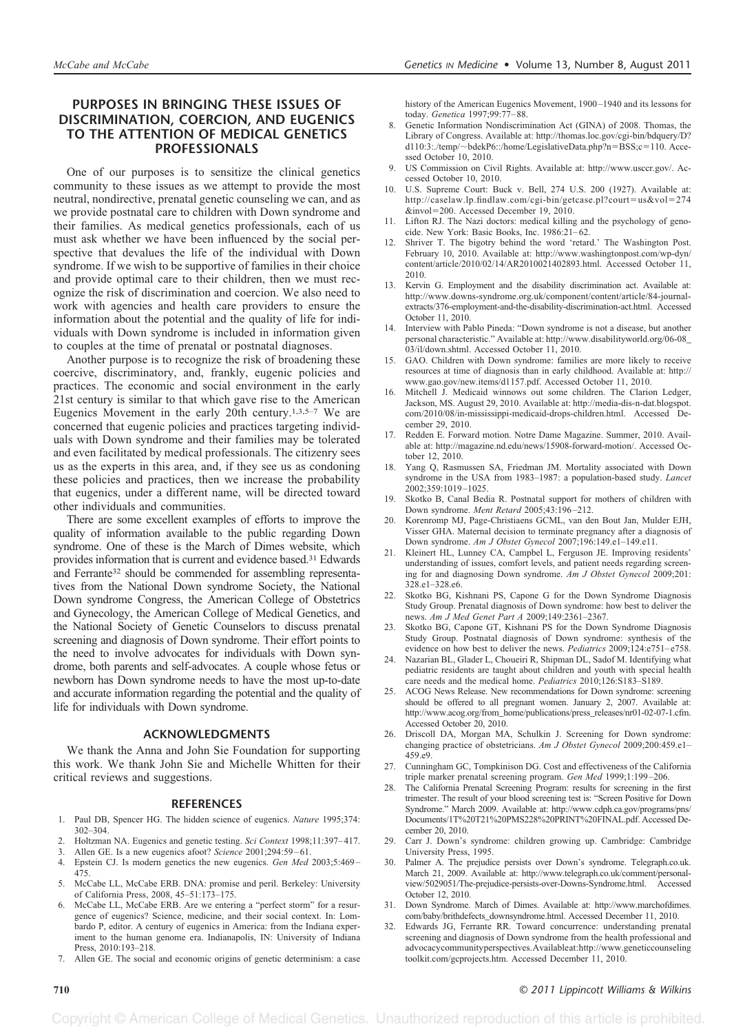## PURPOSES IN BRINGING THESE ISSUES OF DISCRIMINATION, COERCION, AND EUGENICS TO THE ATTENTION OF MEDICAL GENETICS PROFESSIONALS

One of our purposes is to sensitize the clinical genetics community to these issues as we attempt to provide the most neutral, nondirective, prenatal genetic counseling we can, and as we provide postnatal care to children with Down syndrome and their families. As medical genetics professionals, each of us must ask whether we have been influenced by the social perspective that devalues the life of the individual with Down syndrome. If we wish to be supportive of families in their choice and provide optimal care to their children, then we must recognize the risk of discrimination and coercion. We also need to work with agencies and health care providers to ensure the information about the potential and the quality of life for individuals with Down syndrome is included in information given to couples at the time of prenatal or postnatal diagnoses.

Another purpose is to recognize the risk of broadening these coercive, discriminatory, and, frankly, eugenic policies and practices. The economic and social environment in the early 21st century is similar to that which gave rise to the American Eugenics Movement in the early 20th century.[1,3,5–7] We are concerned that eugenic policies and practices targeting individuals with Down syndrome and their families may be tolerated and even facilitated by medical professionals. The citizenry sees us as the experts in this area, and, if they see us as condoning these policies and practices, then we increase the probability that eugenics, under a different name, will be directed toward other individuals and communities.

There are some excellent examples of efforts to improve the quality of information available to the public regarding Down syndrome. One of these is the March of Dimes website, which provides information that is current and evidence based.[31] Edwards and Ferrante[32] should be commended for assembling representatives from the National Down syndrome Society, the National Down syndrome Congress, the American College of Obstetrics and Gynecology, the American College of Medical Genetics, and the National Society of Genetic Counselors to discuss prenatal screening and diagnosis of Down syndrome. Their effort points to the need to involve advocates for individuals with Down syndrome, both parents and self-advocates. A couple whose fetus or newborn has Down syndrome needs to have the most up-to-date and accurate information regarding the potential and the quality of life for individuals with Down syndrome.

## ACKNOWLEDGMENTS

We thank the Anna and John Sie Foundation for supporting this work. We thank John Sie and Michelle Whitten for their critical reviews and suggestions.

## REFERENCES

1. Paul DB, Spencer HG. The hidden science of eugenics. *Nature* 1995;374:302–304.
2. Holtzman NA. Eugenics and genetic testing. *Sci Context* 1998;11:397–417.
3. Allen GE. Is a new eugenics afoot? *Science* 2001;294:59–61.
4. Epstein CJ. Is modern genetics the new eugenics. *Gen Med* 2003;5:469–475.
5. McCabe LL, McCabe ERB. DNA: promise and peril. Berkeley: University of California Press, 2008, 45–51:173–175.
6. McCabe LL, McCabe ERB. Are we entering a "perfect storm" for a resurgence of eugenics? Science, medicine, and their social context. In: Lombardo P, editor. A century of eugenics in America: from the Indiana experiment to the human genome era. Indianapolis, IN: University of Indiana Press, 2010:193–218.
7. Allen GE. The social and economic origins of genetic determinism: a case history of the American Eugenics Movement, 1900–1940 and its lessons for today. *Genetica* 1997;99:77–88.
8. Genetic Information Nondiscrimination Act (GINA) of 2008. Thomas, the Library of Congress. Available at: http://thomas.loc.gov/cgi-bin/bdquery/D?d110:3:./temp/~bdekP6::/home/LegislativeData.php?n=BSS;c=110. Accessed October 10, 2010.
9. US Commission on Civil Rights. Available at: http://www.usccr.gov/. Accessed October 10, 2010.
10. U.S. Supreme Court: Buck v. Bell, 274 U.S. 200 (1927). Available at: http://caselaw.lp.findlaw.com/cgi-bin/getcase.pl?court=us&vol=274&invol=200. Accessed December 19, 2010.
11. Lifton RJ. The Nazi doctors: medical killing and the psychology of genocide. New York: Basic Books, Inc. 1986:21–62.
12. Shriver T. The bigotry behind the word 'retard.' The Washington Post. February 10, 2010. Available at: http://www.washingtonpost.com/wp-dyn/content/article/2010/02/14/AR2010021402893.html. Accessed October 11, 2010.
13. Kervin G. Employment and the disability discrimination act. Available at: http://www.downs-syndrome.org.uk/component/content/article/84-journal-extracts/376-employment-and-the-disability-discrimination-act.html. Accessed October 11, 2010.
14. Interview with Pablo Pineda: "Down syndrome is not a disease, but another personal characteristic." Available at: http://www.disabilityworld.org/06-08_03/il/down.shtml. Accessed October 11, 2010.
15. GAO. Children with Down syndrome: families are more likely to receive resources at time of diagnosis than in early childhood. Available at: http://www.gao.gov/new.items/d1157.pdf. Accessed October 11, 2010.
16. Mitchell J. Medicaid winnows out some children. The Clarion Ledger, Jackson, MS. August 29, 2010. Available at: http://media-dis-n-dat.blogspot.com/2010/08/in-mississippi-medicaid-drops-children.html. Accessed December 29, 2010.
17. Redden E. Forward motion. Notre Dame Magazine. Summer, 2010. Available at: http://magazine.nd.edu/news/15908-forward-motion/. Accessed October 12, 2010.
18. Yang Q, Rasmussen SA, Friedman JM. Mortality associated with Down syndrome in the USA from 1983–1987: a population-based study. *Lancet* 2002;359:1019–1025.
19. Skotko B, Canal Bedia R. Postnatal support for mothers of children with Down syndrome. *Ment Retard* 2005;43:196–212.
20. Korenromp MJ, Page-Christiaens GCML, van den Bout Jan, Mulder EJH, Visser GHA. Maternal decision to terminate pregnancy after a diagnosis of Down syndrome. *Am J Obstet Gynecol* 2007;196:149.e1–149.e11.
21. Kleinert HL, Lunney CA, Campbel L, Ferguson JE. Improving residents' understanding of issues, comfort levels, and patient needs regarding screening for and diagnosing Down syndrome. *Am J Obstet Gynecol* 2009;201:328.e1–328.e6.
22. Skotko BG, Kishnani PS, Capone G for the Down Syndrome Diagnosis Study Group. Prenatal diagnosis of Down syndrome: how best to deliver the news. *Am J Med Genet Part A* 2009;149:2361–2367.
23. Skotko BG, Capone GT, Kishnani PS for the Down Syndrome Diagnosis Study Group. Postnatal diagnosis of Down syndrome: synthesis of the evidence on how best to deliver the news. *Pediatrics* 2009;124:e751–e758.
24. Nazarian BL, Glader L, Choueiri R, Shipman DL, Sadof M. Identifying what pediatric residents are taught about children and youth with special health care needs and the medical home. *Pediatrics* 2010;126:S183–S189.
25. ACOG News Release. New recommendations for Down syndrome: screening should be offered to all pregnant women. January 2, 2007. Available at: http://www.acog.org/from_home/publications/press_releases/nr01-02-07-1.cfm. Accessed October 20, 2010.
26. Driscoll DA, Morgan MA, Schulkin J. Screening for Down syndrome: changing practice of obstetricians. *Am J Obstet Gynecol* 2009;200:459.e1–459.e9.
27. Cunningham GC, Tompkinison DG. Cost and effectiveness of the California triple marker prenatal screening program. *Gen Med* 1999;1:199–206.
28. The California Prenatal Screening Program: results for screening in the first trimester. The result of your blood screening test is: "Screen Positive for Down Syndrome." March 2009. Available at: http://www.cdph.ca.gov/programs/pns/Documents/1T%20T21%20PMS228%20PRINT%20FINAL.pdf. Accessed December 20, 2010.
29. Carr J. Down's syndrome: children growing up. Cambridge: Cambridge University Press, 1995.
30. Palmer A. The prejudice persists over Down's syndrome. Telegraph.co.uk. March 21, 2009. Available at: http://www.telegraph.co.uk/comment/personal-view/5029051/The-prejudice-persists-over-Downs-Syndrome.html. Accessed October 12, 2010.
31. Down Syndrome. March of Dimes. Available at: http://www.marchofdimes.com/baby/brithdefects_downsyndrome.html. Accessed December 11, 2010.
32. Edwards JG, Ferrante RR. Toward concurrence: understanding prenatal screening and diagnosis of Down syndrome from the health professional and advocacycommunityperspectives.Availableat:http://www.geneticcounselingtoolkit.com/gcprojects.htm. Accessed December 11, 2010.